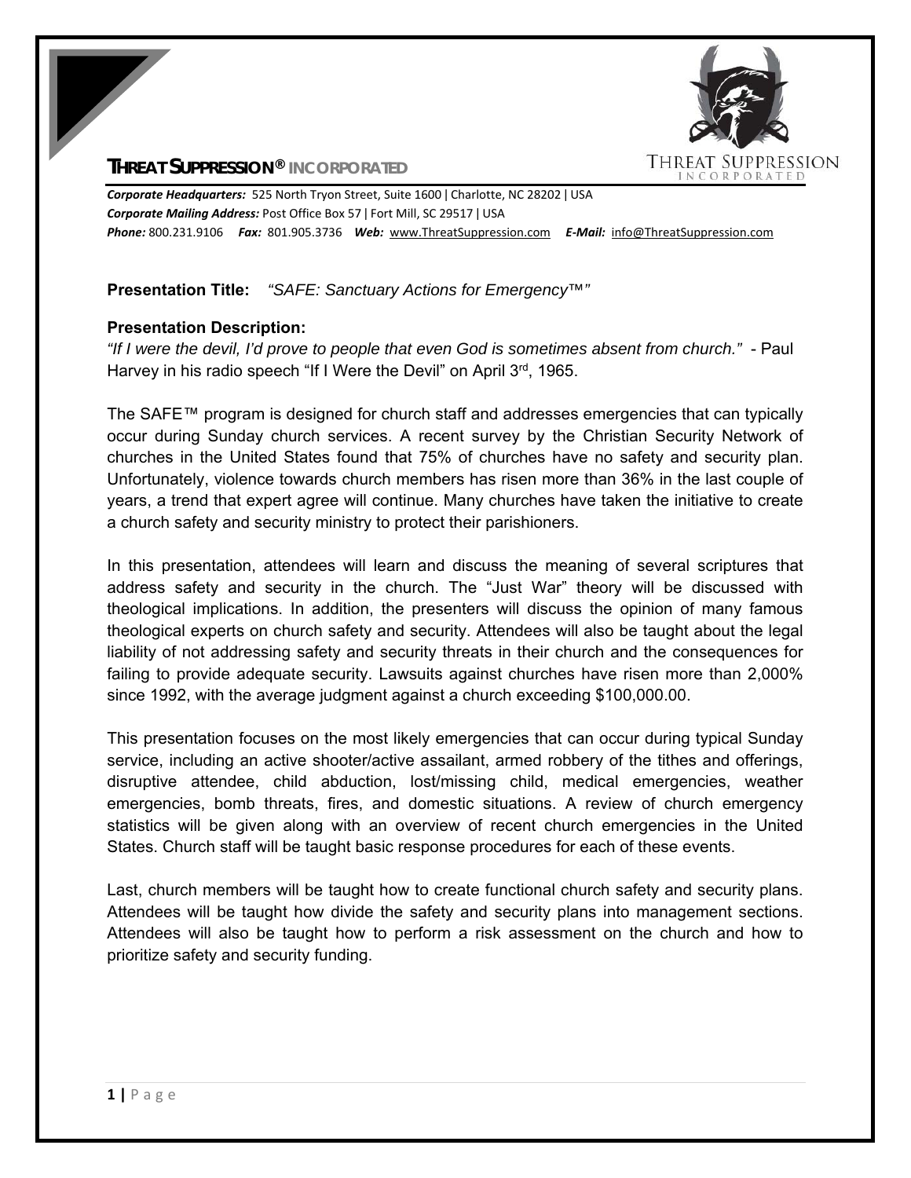**THREAT SUPPRESSION® INCORPORATED**

***Corporate Headquarters:*** 525 North Tryon Street, Suite 1600 | Charlotte, NC 28202 | USA
***Corporate Mailing Address:*** Post Office Box 57 | Fort Mill, SC 29517 | USA
***Phone:*** 800.231.9106 ***Fax:*** 801.905.3736 ***Web:*** www.ThreatSuppression.com ***E-Mail:*** info@ThreatSuppression.com

**Presentation Title:** *"SAFE: Sanctuary Actions for Emergency™"*

**Presentation Description:**

*"If I were the devil, I'd prove to people that even God is sometimes absent from church."* - Paul Harvey in his radio speech "If I Were the Devil" on April 3rd, 1965.

The SAFE™ program is designed for church staff and addresses emergencies that can typically occur during Sunday church services. A recent survey by the Christian Security Network of churches in the United States found that 75% of churches have no safety and security plan. Unfortunately, violence towards church members has risen more than 36% in the last couple of years, a trend that expert agree will continue. Many churches have taken the initiative to create a church safety and security ministry to protect their parishioners.

In this presentation, attendees will learn and discuss the meaning of several scriptures that address safety and security in the church. The "Just War" theory will be discussed with theological implications. In addition, the presenters will discuss the opinion of many famous theological experts on church safety and security. Attendees will also be taught about the legal liability of not addressing safety and security threats in their church and the consequences for failing to provide adequate security. Lawsuits against churches have risen more than 2,000% since 1992, with the average judgment against a church exceeding $100,000.00.

This presentation focuses on the most likely emergencies that can occur during typical Sunday service, including an active shooter/active assailant, armed robbery of the tithes and offerings, disruptive attendee, child abduction, lost/missing child, medical emergencies, weather emergencies, bomb threats, fires, and domestic situations. A review of church emergency statistics will be given along with an overview of recent church emergencies in the United States. Church staff will be taught basic response procedures for each of these events.

Last, church members will be taught how to create functional church safety and security plans. Attendees will be taught how divide the safety and security plans into management sections. Attendees will also be taught how to perform a risk assessment on the church and how to prioritize safety and security funding.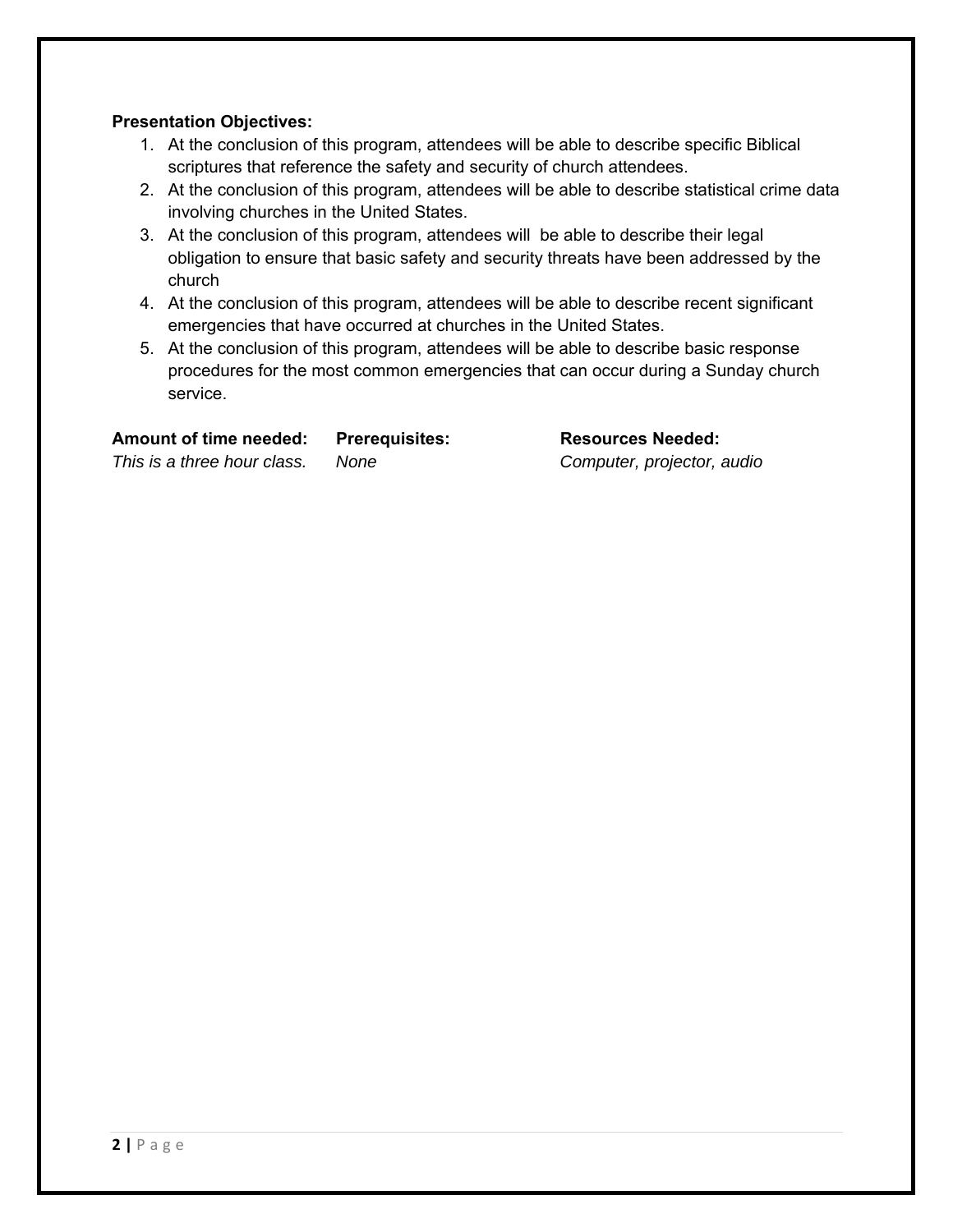**Presentation Objectives:**

1. At the conclusion of this program, attendees will be able to describe specific Biblical scriptures that reference the safety and security of church attendees.
2. At the conclusion of this program, attendees will be able to describe statistical crime data involving churches in the United States.
3. At the conclusion of this program, attendees will be able to describe their legal obligation to ensure that basic safety and security threats have been addressed by the church
4. At the conclusion of this program, attendees will be able to describe recent significant emergencies that have occurred at churches in the United States.
5. At the conclusion of this program, attendees will be able to describe basic response procedures for the most common emergencies that can occur during a Sunday church service.

| **Amount of time needed:** | **Prerequisites:** | **Resources Needed:** |
|---|---|---|
| *This is a three hour class.* | *None* | *Computer, projector, audio* |